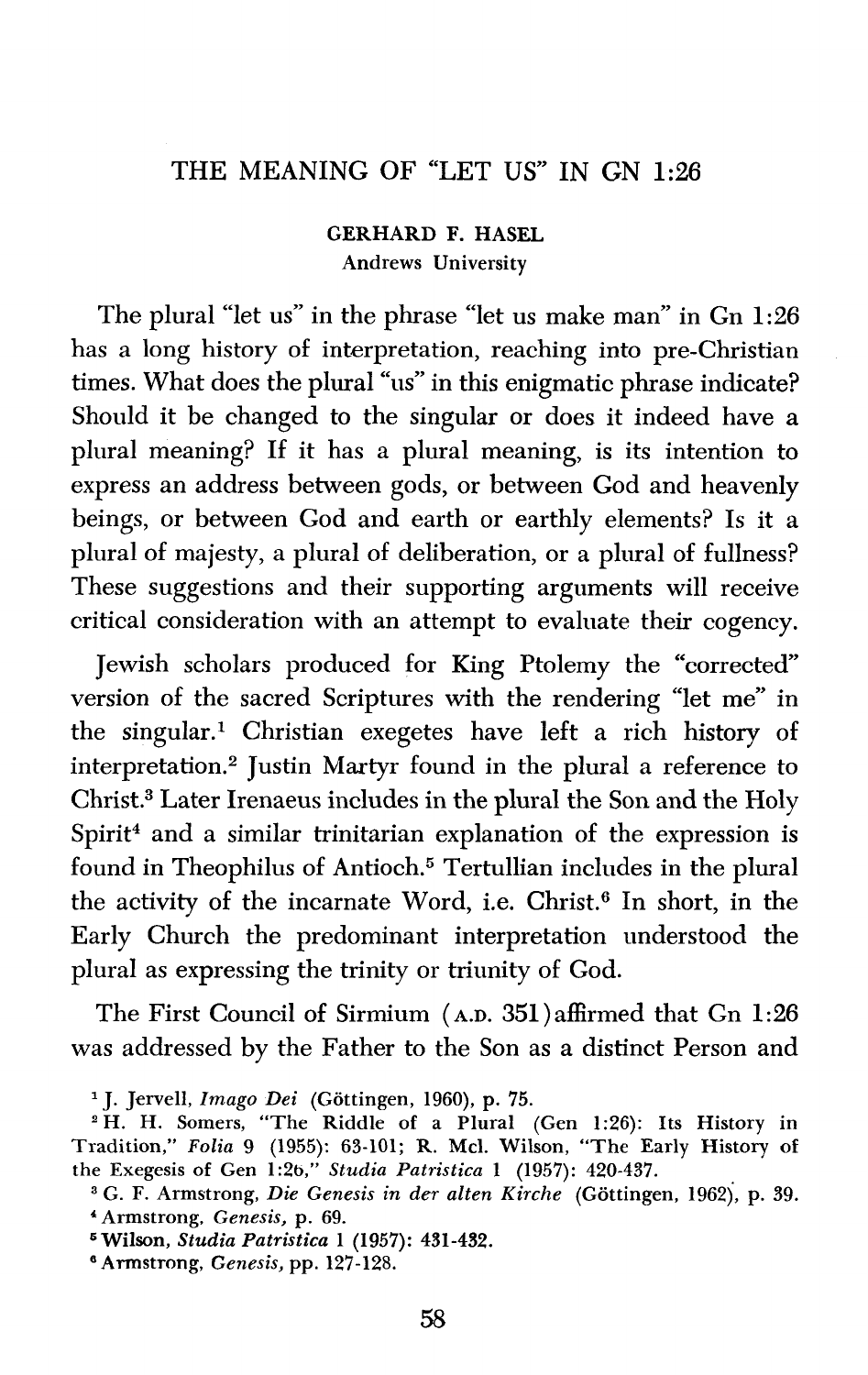# THE MEANING OF "LET US" IN GN 1:26

GERHARD F. HASEL
Andrews University

The plural "let us" in the phrase "let us make man" in Gn 1:26 has a long history of interpretation, reaching into pre-Christian times. What does the plural "us" in this enigmatic phrase indicate? Should it be changed to the singular or does it indeed have a plural meaning? If it has a plural meaning, is its intention to express an address between gods, or between God and heavenly beings, or between God and earth or earthly elements? Is it a plural of majesty, a plural of deliberation, or a plural of fullness? These suggestions and their supporting arguments will receive critical consideration with an attempt to evaluate their cogency.

Jewish scholars produced for King Ptolemy the "corrected" version of the sacred Scriptures with the rendering "let me" in the singular.[1] Christian exegetes have left a rich history of interpretation.[2] Justin Martyr found in the plural a reference to Christ.[3] Later Irenaeus includes in the plural the Son and the Holy Spirit[4] and a similar trinitarian explanation of the expression is found in Theophilus of Antioch.[5] Tertullian includes in the plural the activity of the incarnate Word, i.e. Christ.[6] In short, in the Early Church the predominant interpretation understood the plural as expressing the trinity or triunity of God.

The First Council of Sirmium (A.D. 351) affirmed that Gn 1:26 was addressed by the Father to the Son as a distinct Person and

[1] J. Jervell, *Imago Dei* (Göttingen, 1960), p. 75.

[2] H. H. Somers, "The Riddle of a Plural (Gen 1:26): Its History in Tradition," *Folia* 9 (1955): 63-101; R. McI. Wilson, "The Early History of the Exegesis of Gen 1:26," *Studia Patristica* 1 (1957): 420-437.

[3] G. F. Armstrong, *Die Genesis in der alten Kirche* (Göttingen, 1962), p. 39.

[4] Armstrong, *Genesis*, p. 69.

[5] Wilson, *Studia Patristica* 1 (1957): 431-432.

[6] Armstrong, *Genesis*, pp. 127-128.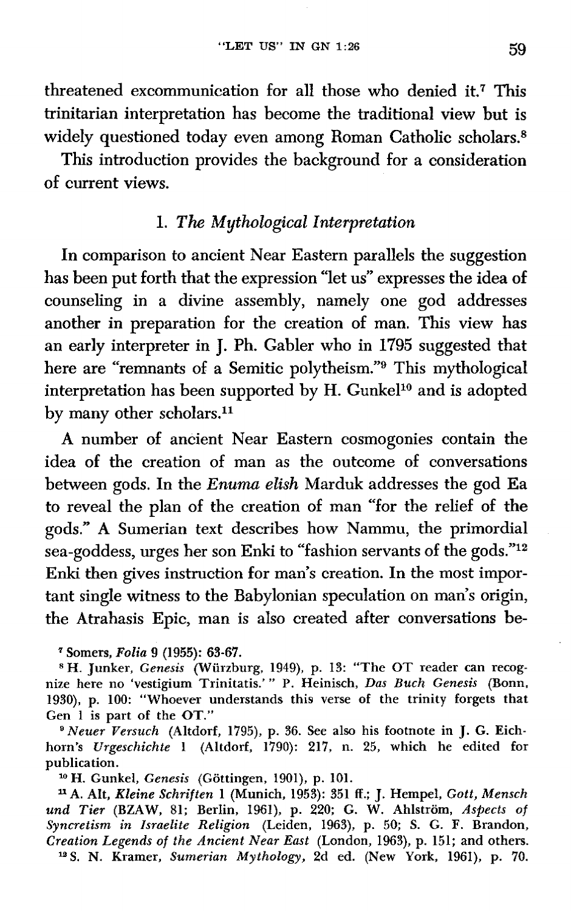threatened excommunication for all those who denied it.[7] This trinitarian interpretation has become the traditional view but is widely questioned today even among Roman Catholic scholars.[8]

This introduction provides the background for a consideration of current views.

### 1. *The Mythological Interpretation*

In comparison to ancient Near Eastern parallels the suggestion has been put forth that the expression "let us" expresses the idea of counseling in a divine assembly, namely one god addresses another in preparation for the creation of man. This view has an early interpreter in J. Ph. Gabler who in 1795 suggested that here are "remnants of a Semitic polytheism."[9] This mythological interpretation has been supported by H. Gunkel[10] and is adopted by many other scholars.[11]

A number of ancient Near Eastern cosmogonies contain the idea of the creation of man as the outcome of conversations between gods. In the *Enuma elish* Marduk addresses the god Ea to reveal the plan of the creation of man "for the relief of the gods." A Sumerian text describes how Nammu, the primordial sea-goddess, urges her son Enki to "fashion servants of the gods."[12] Enki then gives instruction for man's creation. In the most important single witness to the Babylonian speculation on man's origin, the Atrahasis Epic, man is also created after conversations be-

---

[7] Somers, *Folia* 9 (1955): 63-67.

[8] H. Junker, *Genesis* (Würzburg, 1949), p. 13: "The OT reader can recognize here no 'vestigium Trinitatis.'" P. Heinisch, *Das Buch Genesis* (Bonn, 1930), p. 100: "Whoever understands this verse of the trinity forgets that Gen 1 is part of the OT."

[9] *Neuer Versuch* (Altdorf, 1795), p. 36. See also his footnote in J. G. Eichhorn's *Urgeschichte* 1 (Altdorf, 1790): 217, n. 25, which he edited for publication.

[10] H. Gunkel, *Genesis* (Göttingen, 1901), p. 101.

[11] A. Alt, *Kleine Schriften* 1 (Munich, 1953): 351 ff.; J. Hempel, *Gott, Mensch und Tier* (BZAW, 81; Berlin, 1961), p. 220; G. W. Ahlström, *Aspects of Syncretism in Israelite Religion* (Leiden, 1963), p. 50; S. G. F. Brandon, *Creation Legends of the Ancient Near East* (London, 1963), p. 151; and others.

[12] S. N. Kramer, *Sumerian Mythology*, 2d ed. (New York, 1961), p. 70.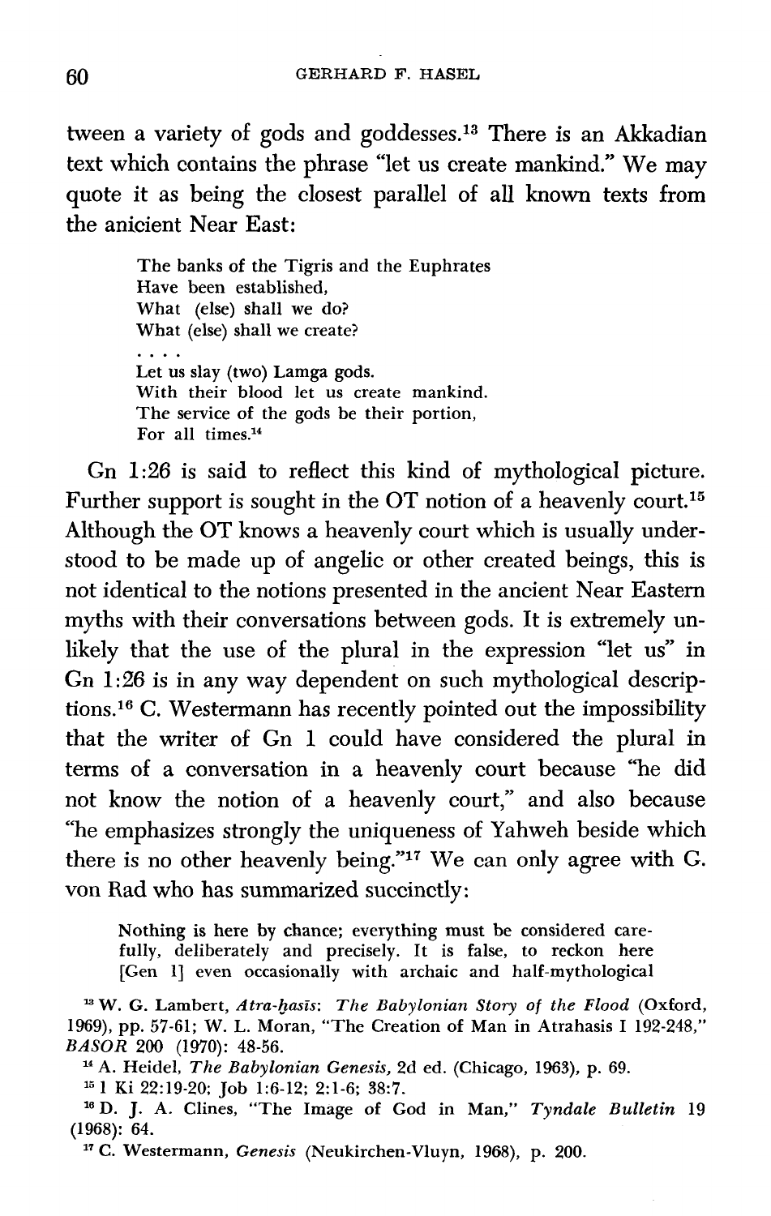tween a variety of gods and goddesses.[13] There is an Akkadian text which contains the phrase "let us create mankind." We may quote it as being the closest parallel of all known texts from the anicient Near East:

> The banks of the Tigris and the Euphrates
> Have been established,
> What (else) shall we do?
> What (else) shall we create?
> . . . .
> Let us slay (two) Lamga gods.
> With their blood let us create mankind.
> The service of the gods be their portion,
> For all times.[14]

Gn 1:26 is said to reflect this kind of mythological picture. Further support is sought in the OT notion of a heavenly court.[15] Although the OT knows a heavenly court which is usually understood to be made up of angelic or other created beings, this is not identical to the notions presented in the ancient Near Eastern myths with their conversations between gods. It is extremely unlikely that the use of the plural in the expression "let us" in Gn 1:26 is in any way dependent on such mythological descriptions.[16] C. Westermann has recently pointed out the impossibility that the writer of Gn 1 could have considered the plural in terms of a conversation in a heavenly court because "he did not know the notion of a heavenly court," and also because "he emphasizes strongly the uniqueness of Yahweh beside which there is no other heavenly being."[17] We can only agree with G. von Rad who has summarized succinctly:

> Nothing is here by chance; everything must be considered carefully, deliberately and precisely. It is false, to reckon here [Gen 1] even occasionally with archaic and half-mythological

[13] W. G. Lambert, *Atra-ḫasīs: The Babylonian Story of the Flood* (Oxford, 1969), pp. 57-61; W. L. Moran, "The Creation of Man in Atrahasis I 192-248," *BASOR* 200 (1970): 48-56.

[14] A. Heidel, *The Babylonian Genesis*, 2d ed. (Chicago, 1963), p. 69.

[15] 1 Ki 22:19-20; Job 1:6-12; 2:1-6; 38:7.

[16] D. J. A. Clines, "The Image of God in Man," *Tyndale Bulletin* 19 (1968): 64.

[17] C. Westermann, *Genesis* (Neukirchen-Vluyn, 1968), p. 200.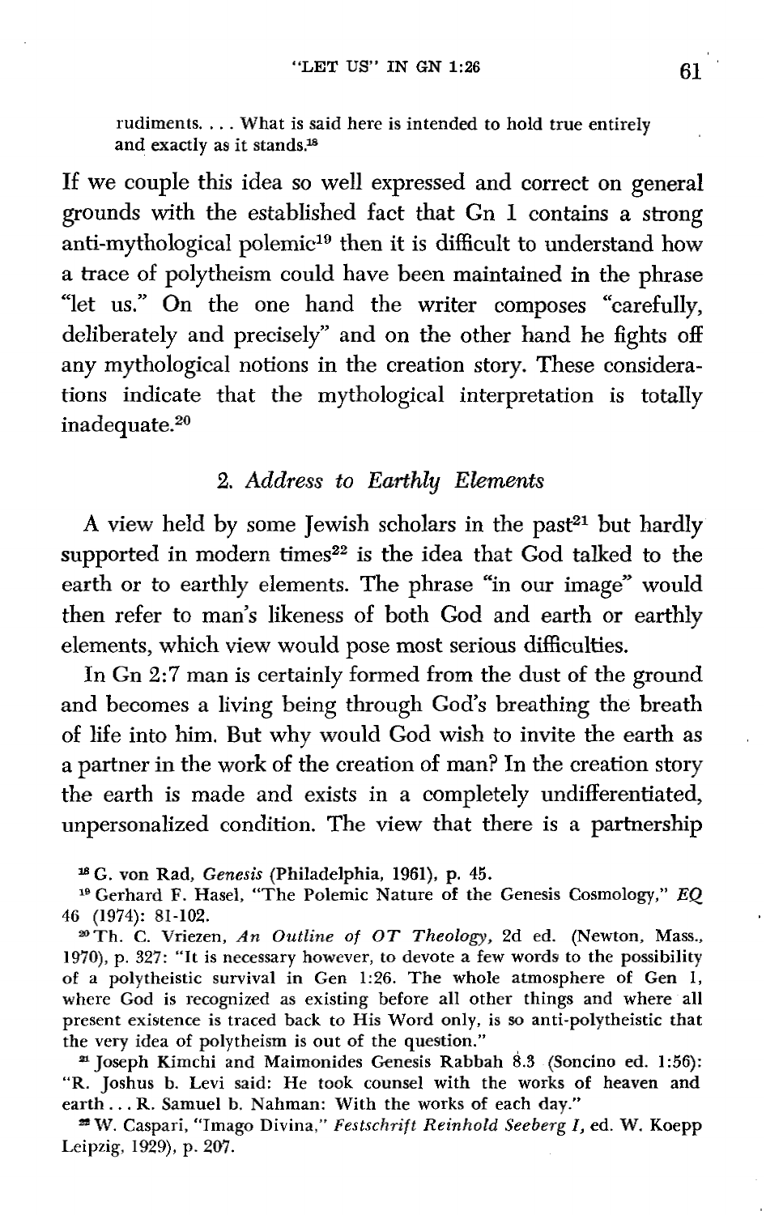rudiments. . . . What is said here is intended to hold true entirely and exactly as it stands.[18]

If we couple this idea so well expressed and correct on general grounds with the established fact that Gn 1 contains a strong anti-mythological polemic[19] then it is difficult to understand how a trace of polytheism could have been maintained in the phrase "let us." On the one hand the writer composes "carefully, deliberately and precisely" and on the other hand he fights off any mythological notions in the creation story. These considerations indicate that the mythological interpretation is totally inadequate.[20]

## 2. *Address to Earthly Elements*

A view held by some Jewish scholars in the past[21] but hardly supported in modern times[22] is the idea that God talked to the earth or to earthly elements. The phrase "in our image" would then refer to man's likeness of both God and earth or earthly elements, which view would pose most serious difficulties.

In Gn 2:7 man is certainly formed from the dust of the ground and becomes a living being through God's breathing the breath of life into him. But why would God wish to invite the earth as a partner in the work of the creation of man? In the creation story the earth is made and exists in a completely undifferentiated, unpersonalized condition. The view that there is a partnership

---

[18] G. von Rad, *Genesis* (Philadelphia, 1961), p. 45.

[19] Gerhard F. Hasel, "The Polemic Nature of the Genesis Cosmology," *EQ* 46 (1974): 81-102.

[20] Th. C. Vriezen, *An Outline of OT Theology*, 2d ed. (Newton, Mass., 1970), p. 327: "It is necessary however, to devote a few words to the possibility of a polytheistic survival in Gen 1:26. The whole atmosphere of Gen 1, where God is recognized as existing before all other things and where all present existence is traced back to His Word only, is so anti-polytheistic that the very idea of polytheism is out of the question."

[21] Joseph Kimchi and Maimonides Genesis Rabbah 8.3 (Soncino ed. 1:56): "R. Joshus b. Levi said: He took counsel with the works of heaven and earth . . . R. Samuel b. Nahman: With the works of each day."

[22] W. Caspari, "Imago Divina," *Festschrift Reinhold Seeberg I*, ed. W. Koepp Leipzig, 1929), p. 207.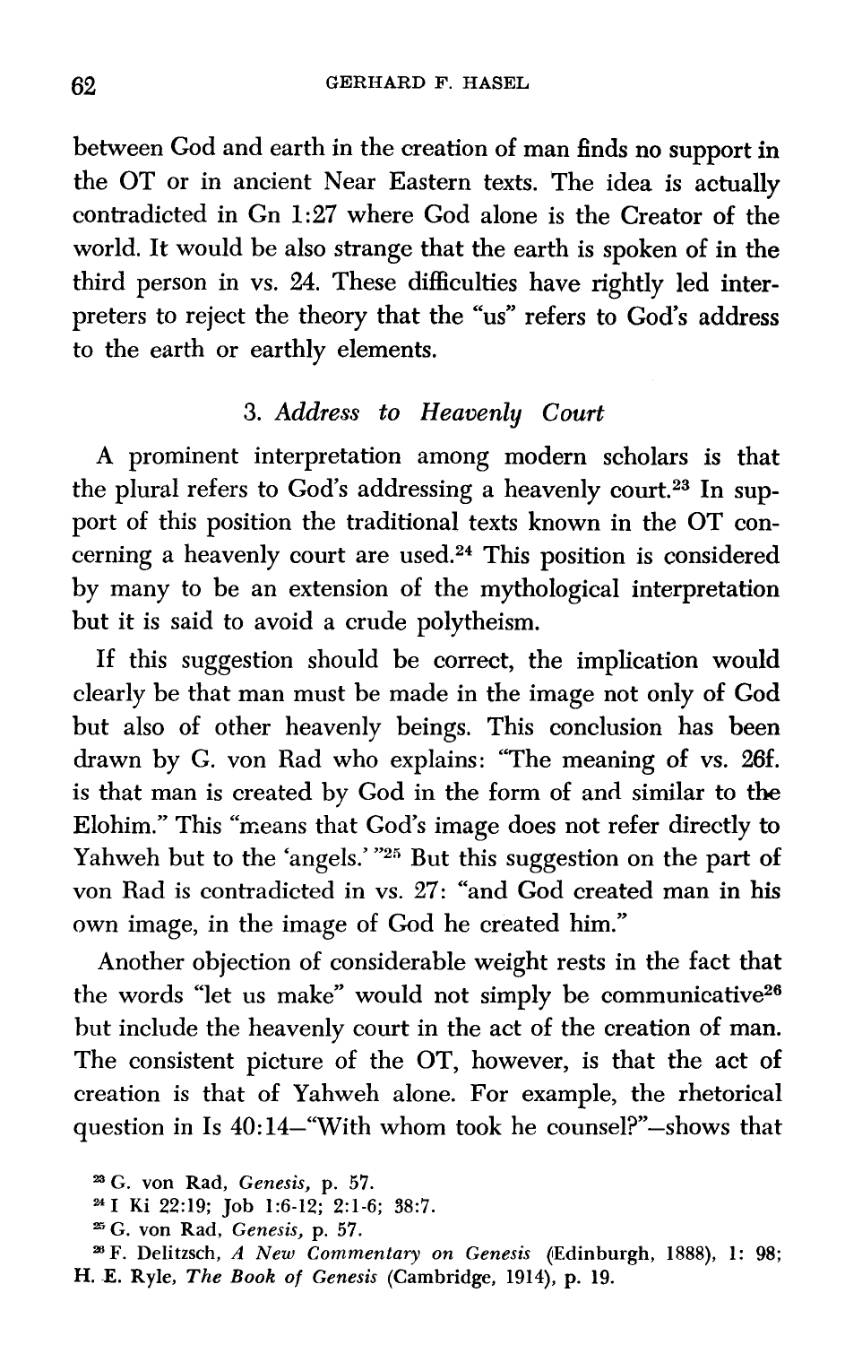between God and earth in the creation of man finds no support in the OT or in ancient Near Eastern texts. The idea is actually contradicted in Gn 1:27 where God alone is the Creator of the world. It would be also strange that the earth is spoken of in the third person in vs. 24. These difficulties have rightly led interpreters to reject the theory that the "us" refers to God's address to the earth or earthly elements.

### 3. *Address to Heavenly Court*

A prominent interpretation among modern scholars is that the plural refers to God's addressing a heavenly court.[23] In support of this position the traditional texts known in the OT concerning a heavenly court are used.[24] This position is considered by many to be an extension of the mythological interpretation but it is said to avoid a crude polytheism.

If this suggestion should be correct, the implication would clearly be that man must be made in the image not only of God but also of other heavenly beings. This conclusion has been drawn by G. von Rad who explains: "The meaning of vs. 26f. is that man is created by God in the form of and similar to the Elohim." This "means that God's image does not refer directly to Yahweh but to the 'angels.'"[25] But this suggestion on the part of von Rad is contradicted in vs. 27: "and God created man in his own image, in the image of God he created him."

Another objection of considerable weight rests in the fact that the words "let us make" would not simply be communicative[26] but include the heavenly court in the act of the creation of man. The consistent picture of the OT, however, is that the act of creation is that of Yahweh alone. For example, the rhetorical question in Is 40:14—"With whom took he counsel?"—shows that

[23] G. von Rad, *Genesis*, p. 57.

[24] I Ki 22:19; Job 1:6-12; 2:1-6; 38:7.

[25] G. von Rad, *Genesis*, p. 57.

[26] F. Delitzsch, *A New Commentary on Genesis* (Edinburgh, 1888), 1: 98; H. E. Ryle, *The Book of Genesis* (Cambridge, 1914), p. 19.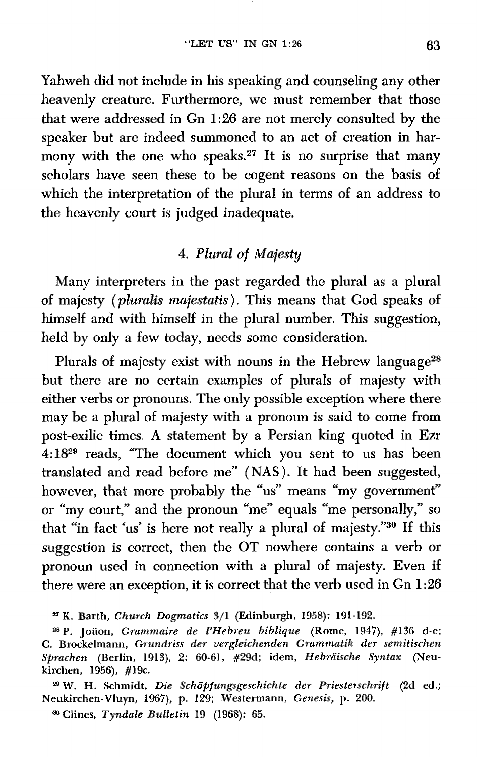Yahweh did not include in his speaking and counseling any other heavenly creature. Furthermore, we must remember that those that were addressed in Gn 1:26 are not merely consulted by the speaker but are indeed summoned to an act of creation in harmony with the one who speaks.[27] It is no surprise that many scholars have seen these to be cogent reasons on the basis of which the interpretation of the plural in terms of an address to the heavenly court is judged inadequate.

### 4. *Plural of Majesty*

Many interpreters in the past regarded the plural as a plural of majesty (*pluralis majestatis*). This means that God speaks of himself and with himself in the plural number. This suggestion, held by only a few today, needs some consideration.

Plurals of majesty exist with nouns in the Hebrew language[28] but there are no certain examples of plurals of majesty with either verbs or pronouns. The only possible exception where there may be a plural of majesty with a pronoun is said to come from post-exilic times. A statement by a Persian king quoted in Ezr 4:18[29] reads, "The document which you sent to us has been translated and read before me" (NAS). It had been suggested, however, that more probably the "us" means "my government" or "my court," and the pronoun "me" equals "me personally," so that "in fact 'us' is here not really a plural of majesty."[30] If this suggestion is correct, then the OT nowhere contains a verb or pronoun used in connection with a plural of majesty. Even if there were an exception, it is correct that the verb used in Gn 1:26

---

[27] K. Barth, *Church Dogmatics* 3/1 (Edinburgh, 1958): 191-192.

[28] P. Joüon, *Grammaire de l'Hebreu biblique* (Rome, 1947), #136 d-e; C. Brockelmann, *Grundriss der vergleichenden Grammatik der semitischen Sprachen* (Berlin, 1913), 2: 60-61, #29d; idem, *Hebräische Syntax* (Neukirchen, 1956), #19c.

[29] W. H. Schmidt, *Die Schöpfungsgeschichte der Priesterschrift* (2d ed.; Neukirchen-Vluyn, 1967), p. 129; Westermann, *Genesis*, p. 200.

[30] Clines, *Tyndale Bulletin* 19 (1968): 65.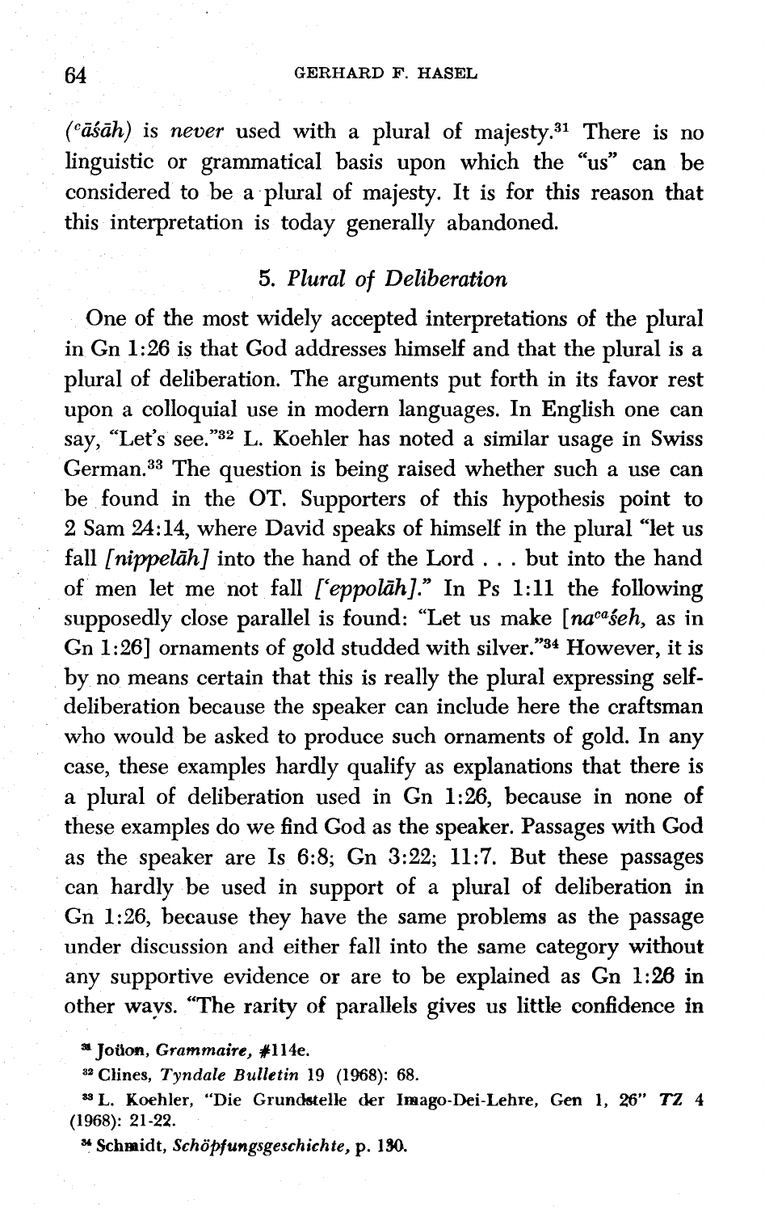(*ᶜāśāh*) is *never* used with a plural of majesty.[31] There is no linguistic or grammatical basis upon which the "us" can be considered to be a plural of majesty. It is for this reason that this interpretation is today generally abandoned.

### 5. *Plural of Deliberation*

One of the most widely accepted interpretations of the plural in Gn 1:26 is that God addresses himself and that the plural is a plural of deliberation. The arguments put forth in its favor rest upon a colloquial use in modern languages. In English one can say, "Let's see."[32] L. Koehler has noted a similar usage in Swiss German.[33] The question is being raised whether such a use can be found in the OT. Supporters of this hypothesis point to 2 Sam 24:14, where David speaks of himself in the plural "let us fall *[nippelāh]* into the hand of the Lord . . . but into the hand of men let me not fall *[ʿeppolāh]*." In Ps 1:11 the following supposedly close parallel is found: "Let us make [*naᶜaśeh*, as in Gn 1:26] ornaments of gold studded with silver."[34] However, it is by no means certain that this is really the plural expressing self-deliberation because the speaker can include here the craftsman who would be asked to produce such ornaments of gold. In any case, these examples hardly qualify as explanations that there is a plural of deliberation used in Gn 1:26, because in none of these examples do we find God as the speaker. Passages with God as the speaker are Is 6:8; Gn 3:22; 11:7. But these passages can hardly be used in support of a plural of deliberation in Gn 1:26, because they have the same problems as the passage under discussion and either fall into the same category without any supportive evidence or are to be explained as Gn 1:26 in other ways. "The rarity of parallels gives us little confidence in

[31] Joüon, *Grammaire*, #114e.

[32] Clines, *Tyndale Bulletin* 19 (1968): 68.

[33] L. Koehler, "Die Grundstelle der Imago-Dei-Lehre, Gen 1, 26" *TZ* 4 (1968): 21-22.

[34] Schmidt, *Schöpfungsgeschichte*, p. 130.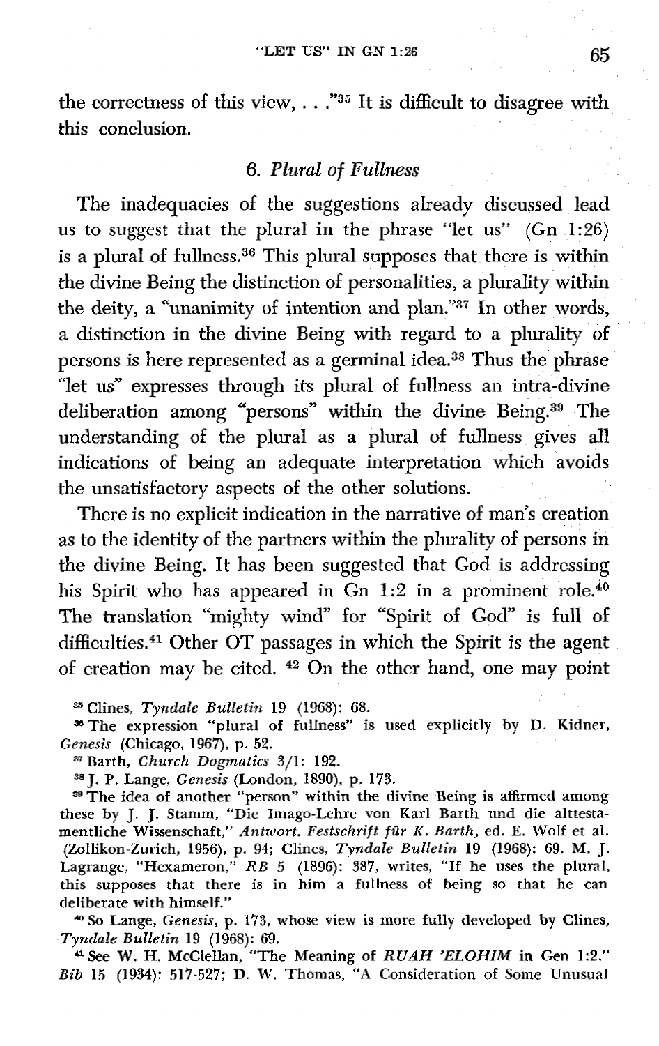the correctness of this view, . . ."[35] It is difficult to disagree with this conclusion.

### 6. *Plural of Fullness*

The inadequacies of the suggestions already discussed lead us to suggest that the plural in the phrase "let us" (Gn 1:26) is a plural of fullness.[36] This plural supposes that there is within the divine Being the distinction of personalities, a plurality within the deity, a "unanimity of intention and plan."[37] In other words, a distinction in the divine Being with regard to a plurality of persons is here represented as a germinal idea.[38] Thus the phrase "let us" expresses through its plural of fullness an intra-divine deliberation among "persons" within the divine Being.[39] The understanding of the plural as a plural of fullness gives all indications of being an adequate interpretation which avoids the unsatisfactory aspects of the other solutions.

There is no explicit indication in the narrative of man's creation as to the identity of the partners within the plurality of persons in the divine Being. It has been suggested that God is addressing his Spirit who has appeared in Gn 1:2 in a prominent role.[40] The translation "mighty wind" for "Spirit of God" is full of difficulties.[41] Other OT passages in which the Spirit is the agent of creation may be cited.[42] On the other hand, one may point

---

[35] Clines, *Tyndale Bulletin* 19 (1968): 68.

[36] The expression "plural of fullness" is used explicitly by D. Kidner, *Genesis* (Chicago, 1967), p. 52.

[37] Barth, *Church Dogmatics* 3/1: 192.

[38] J. P. Lange, *Genesis* (London, 1890), p. 173.

[39] The idea of another "person" within the divine Being is affirmed among these by J. J. Stamm, "Die Imago-Lehre von Karl Barth und die alttestamentliche Wissenschaft," *Antwort. Festschrift für K. Barth*, ed. E. Wolf et al. (Zollikon-Zurich, 1956), p. 94; Clines, *Tyndale Bulletin* 19 (1968): 69. M. J. Lagrange, "Hexameron," *RB* 5 (1896): 387, writes, "If he uses the plural, this supposes that there is in him a fullness of being so that he can deliberate with himself."

[40] So Lange, *Genesis*, p. 173, whose view is more fully developed by Clines, *Tyndale Bulletin* 19 (1968): 69.

[41] See W. H. McClellan, "The Meaning of *RUAH 'ELOHIM* in Gen 1:2," *Bib* 15 (1934): 517-527; D. W. Thomas, "A Consideration of Some Unusual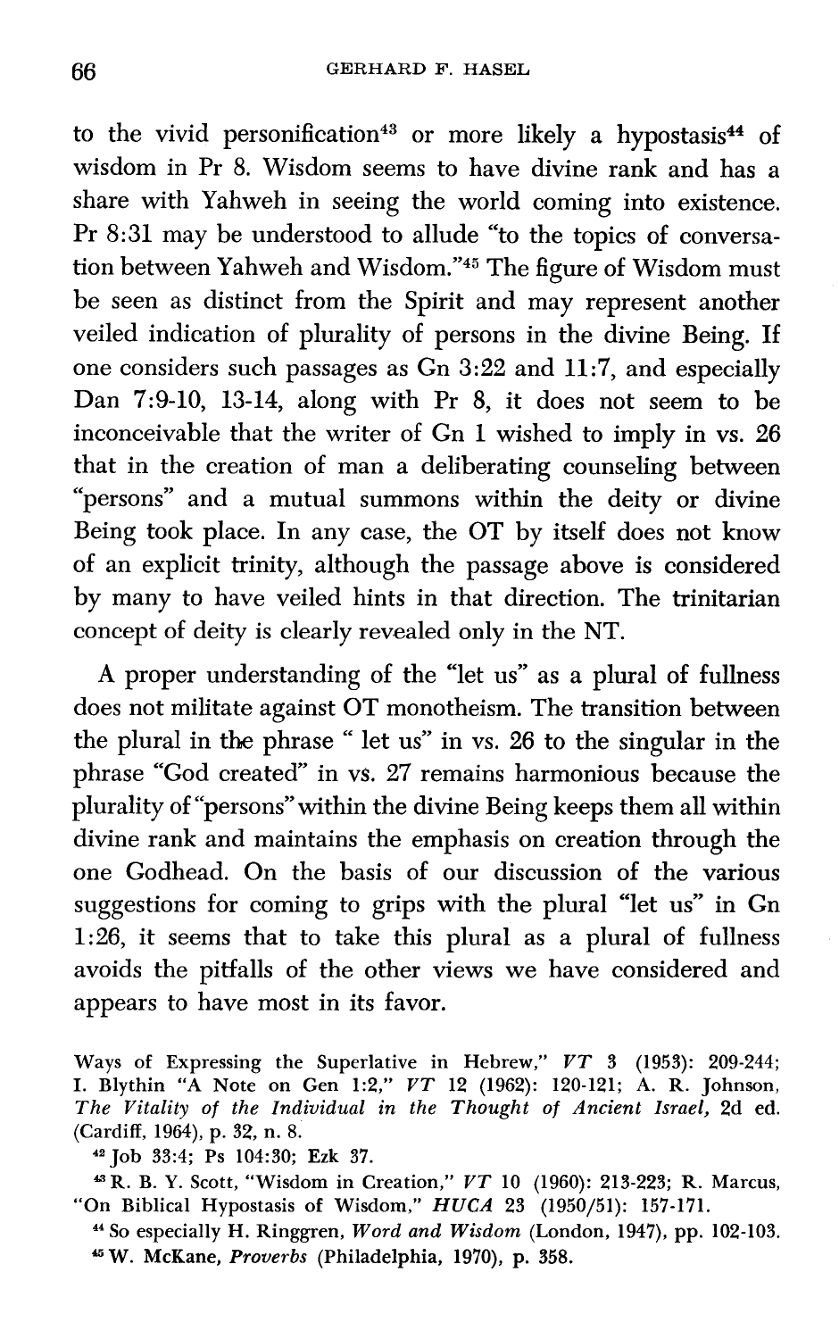to the vivid personification[43] or more likely a hypostasis[44] of wisdom in Pr 8. Wisdom seems to have divine rank and has a share with Yahweh in seeing the world coming into existence. Pr 8:31 may be understood to allude "to the topics of conversation between Yahweh and Wisdom."[45] The figure of Wisdom must be seen as distinct from the Spirit and may represent another veiled indication of plurality of persons in the divine Being. If one considers such passages as Gn 3:22 and 11:7, and especially Dan 7:9-10, 13-14, along with Pr 8, it does not seem to be inconceivable that the writer of Gn 1 wished to imply in vs. 26 that in the creation of man a deliberating counseling between "persons" and a mutual summons within the deity or divine Being took place. In any case, the OT by itself does not know of an explicit trinity, although the passage above is considered by many to have veiled hints in that direction. The trinitarian concept of deity is clearly revealed only in the NT.

A proper understanding of the "let us" as a plural of fullness does not militate against OT monotheism. The transition between the plural in the phrase " let us" in vs. 26 to the singular in the phrase "God created" in vs. 27 remains harmonious because the plurality of "persons" within the divine Being keeps them all within divine rank and maintains the emphasis on creation through the one Godhead. On the basis of our discussion of the various suggestions for coming to grips with the plural "let us" in Gn 1:26, it seems that to take this plural as a plural of fullness avoids the pitfalls of the other views we have considered and appears to have most in its favor.

Ways of Expressing the Superlative in Hebrew," *VT* 3 (1953): 209-244; I. Blythin "A Note on Gen 1:2," *VT* 12 (1962): 120-121; A. R. Johnson, *The Vitality of the Individual in the Thought of Ancient Israel,* 2d ed. (Cardiff, 1964), p. 32, n. 8.

[42] Job 33:4; Ps 104:30; Ezk 37.

[43] R. B. Y. Scott, "Wisdom in Creation," *VT* 10 (1960): 213-223; R. Marcus, "On Biblical Hypostasis of Wisdom," *HUCA* 23 (1950/51): 157-171.

[44] So especially H. Ringgren, *Word and Wisdom* (London, 1947), pp. 102-103.

[45] W. McKane, *Proverbs* (Philadelphia, 1970), p. 358.